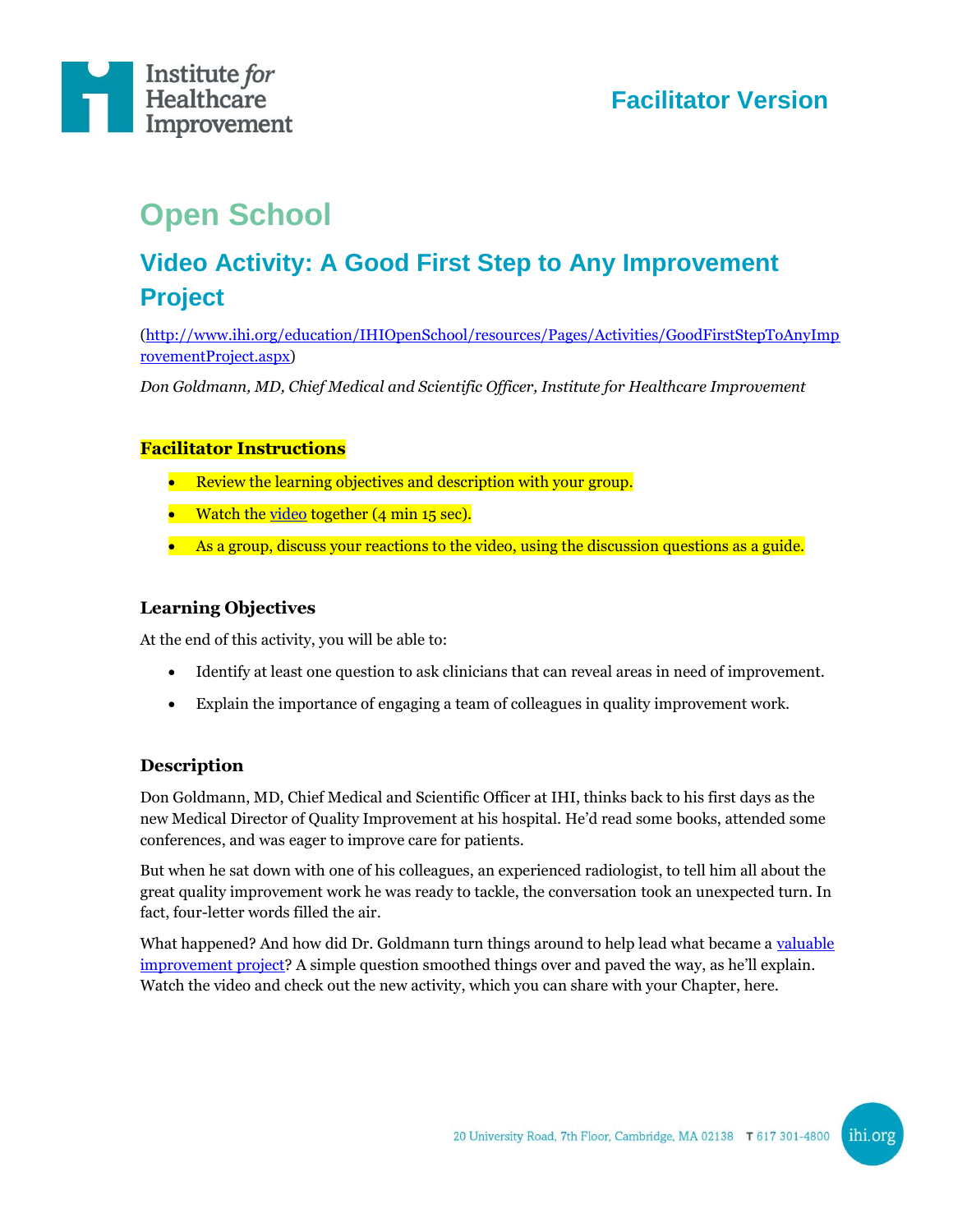Facilitator Version

# Open School

## Video Activity: A Good First Step to Any Improvement Project

(http://www.ihi.org/education/IHIOpenSchool/resources/Pages/Activities/GoodFirstStepToAnyImprovementProject.aspx)

*Don Goldmann, MD, Chief Medical and Scientific Officer, Institute for Healthcare Improvement*

### Facilitator Instructions

- Review the learning objectives and description with your group.
- Watch the video together (4 min 15 sec).
- As a group, discuss your reactions to the video, using the discussion questions as a guide.

### Learning Objectives

At the end of this activity, you will be able to:

- Identify at least one question to ask clinicians that can reveal areas in need of improvement.
- Explain the importance of engaging a team of colleagues in quality improvement work.

### Description

Don Goldmann, MD, Chief Medical and Scientific Officer at IHI, thinks back to his first days as the new Medical Director of Quality Improvement at his hospital. He'd read some books, attended some conferences, and was eager to improve care for patients.

But when he sat down with one of his colleagues, an experienced radiologist, to tell him all about the great quality improvement work he was ready to tackle, the conversation took an unexpected turn. In fact, four-letter words filled the air.

What happened? And how did Dr. Goldmann turn things around to help lead what became a valuable improvement project? A simple question smoothed things over and paved the way, as he'll explain. Watch the video and check out the new activity, which you can share with your Chapter, here.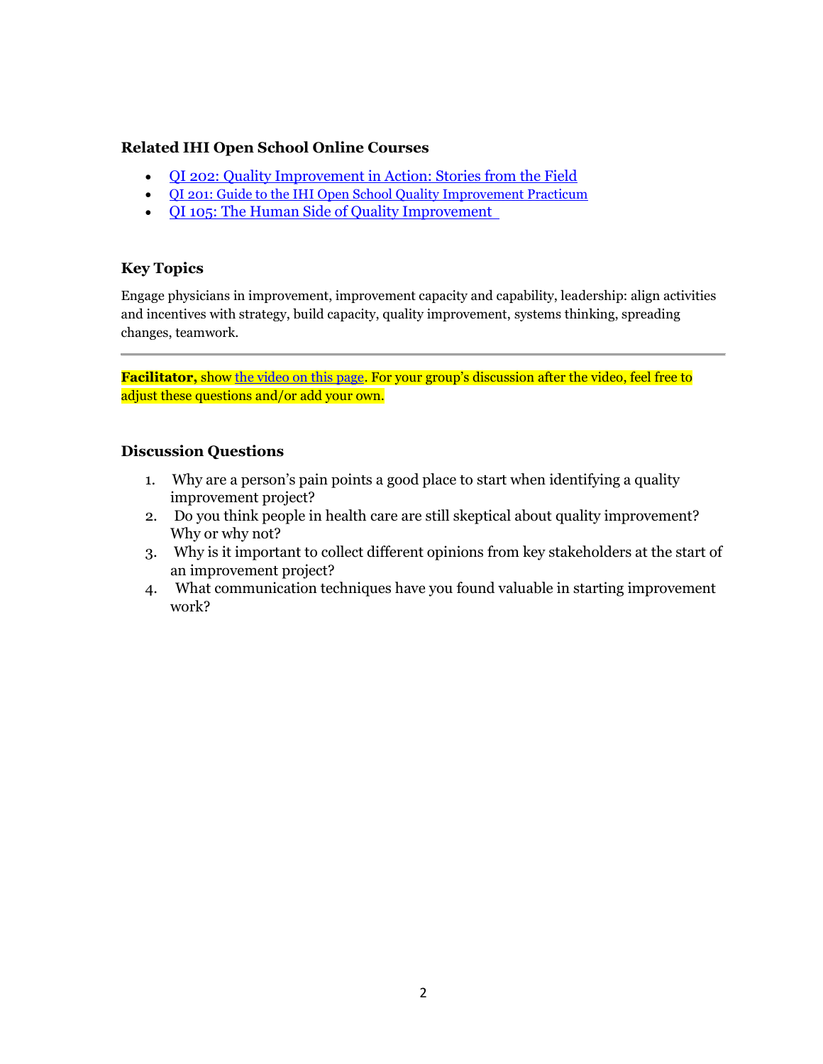### Related IHI Open School Online Courses

- QI 202: Quality Improvement in Action: Stories from the Field
- QI 201: Guide to the IHI Open School Quality Improvement Practicum
- QI 105: The Human Side of Quality Improvement

### Key Topics

Engage physicians in improvement, improvement capacity and capability, leadership: align activities and incentives with strategy, build capacity, quality improvement, systems thinking, spreading changes, teamwork.

---

**Facilitator,** show the video on this page. For your group's discussion after the video, feel free to adjust these questions and/or add your own.

### Discussion Questions

1. Why are a person's pain points a good place to start when identifying a quality improvement project?
2. Do you think people in health care are still skeptical about quality improvement? Why or why not?
3. Why is it important to collect different opinions from key stakeholders at the start of an improvement project?
4. What communication techniques have you found valuable in starting improvement work?